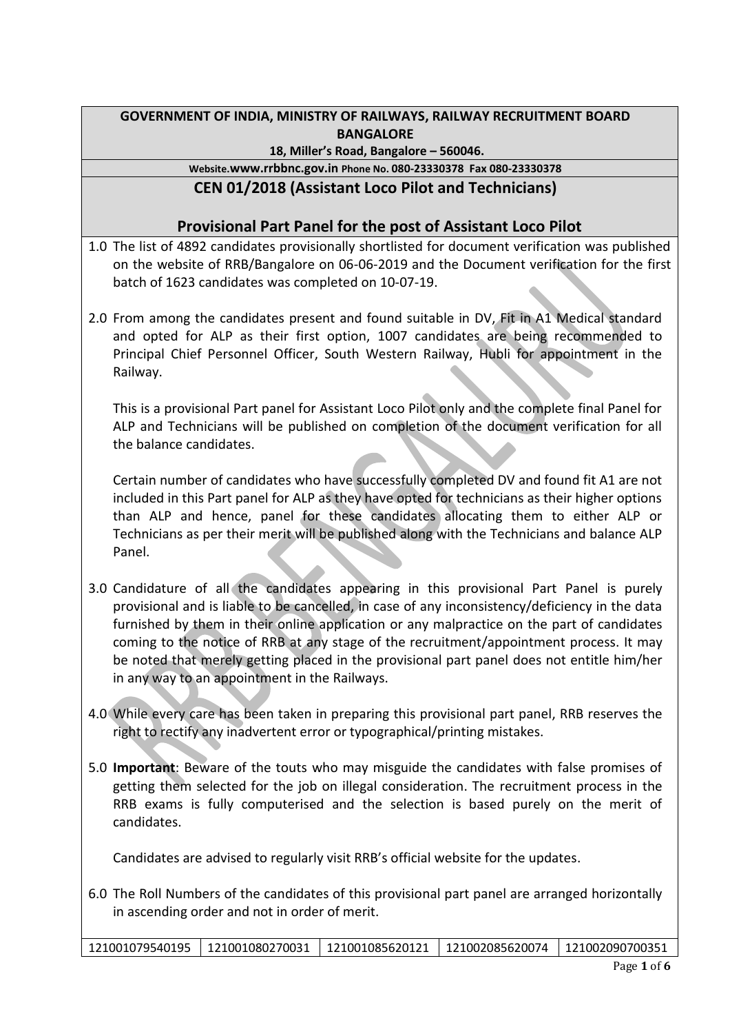**GOVERNMENT OF INDIA, MINISTRY OF RAILWAYS, RAILWAY RECRUITMENT BOARD BANGALORE**

**18, Miller's Road, Bangalore – 560046.**

**Website.www.rrbbnc.gov.in Phone No. 080-23330378 Fax 080-23330378**

## CEN 01/2018 (Assistant Loco Pilot and Technicians)

## Provisional Part Panel for the post of Assistant Loco Pilot

1.0 The list of 4892 candidates provisionally shortlisted for document verification was published on the website of RRB/Bangalore on 06-06-2019 and the Document verification for the first batch of 1623 candidates was completed on 10-07-19.

2.0 From among the candidates present and found suitable in DV, Fit in A1 Medical standard and opted for ALP as their first option, 1007 candidates are being recommended to Principal Chief Personnel Officer, South Western Railway, Hubli for appointment in the Railway.

This is a provisional Part panel for Assistant Loco Pilot only and the complete final Panel for ALP and Technicians will be published on completion of the document verification for all the balance candidates.

Certain number of candidates who have successfully completed DV and found fit A1 are not included in this Part panel for ALP as they have opted for technicians as their higher options than ALP and hence, panel for these candidates allocating them to either ALP or Technicians as per their merit will be published along with the Technicians and balance ALP Panel.

3.0 Candidature of all the candidates appearing in this provisional Part Panel is purely provisional and is liable to be cancelled, in case of any inconsistency/deficiency in the data furnished by them in their online application or any malpractice on the part of candidates coming to the notice of RRB at any stage of the recruitment/appointment process. It may be noted that merely getting placed in the provisional part panel does not entitle him/her in any way to an appointment in the Railways.

4.0 While every care has been taken in preparing this provisional part panel, RRB reserves the right to rectify any inadvertent error or typographical/printing mistakes.

5.0 **Important**: Beware of the touts who may misguide the candidates with false promises of getting them selected for the job on illegal consideration. The recruitment process in the RRB exams is fully computerised and the selection is based purely on the merit of candidates.

Candidates are advised to regularly visit RRB's official website for the updates.

6.0 The Roll Numbers of the candidates of this provisional part panel are arranged horizontally in ascending order and not in order of merit.

| 121001079540195 | 121001080270031 | 121001085620121 | 121002085620074 | 121002090700351 |
|---|---|---|---|---|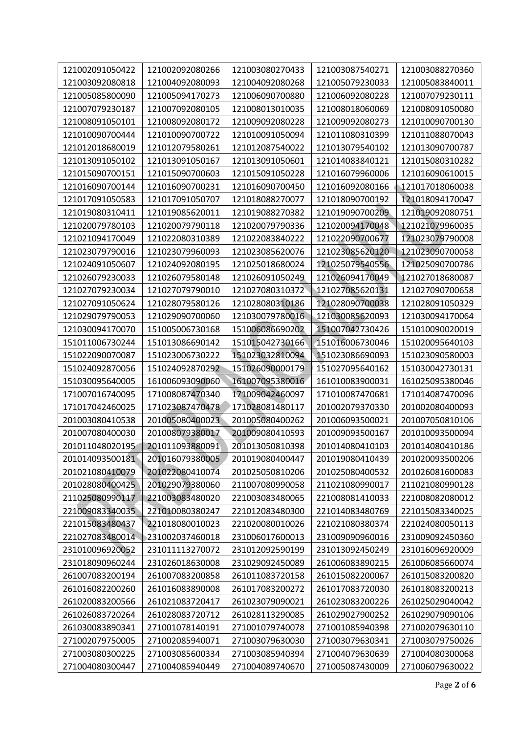| 121002091050422 | 121002092080266 | 121003080270433 | 121003087540271 | 121003088270360 |
|---|---|---|---|---|
| 121003092080818 | 121004092080093 | 121004092080268 | 121005079230033 | 121005083840011 |
| 121005085800090 | 121005094170273 | 121006090700880 | 121006092080228 | 121007079230111 |
| 121007079230187 | 121007092080105 | 121008013010035 | 121008018060069 | 121008091050080 |
| 121008091050101 | 121008092080172 | 121009092080228 | 121009092080273 | 121010090700130 |
| 121010090700444 | 121010090700722 | 121010091050094 | 121011080310399 | 121011088070043 |
| 121012018680019 | 121012079580261 | 121012087540022 | 121013079540102 | 121013090700787 |
| 121013091050102 | 121013091050167 | 121013091050601 | 121014083840121 | 121015080310282 |
| 121015090700151 | 121015090700603 | 121015091050228 | 121016079960006 | 121016090610015 |
| 121016090700144 | 121016090700231 | 121016090700450 | 121016092080166 | 121017018060038 |
| 121017091050583 | 121017091050707 | 121018088270077 | 121018090700192 | 121018094170047 |
| 121019080310411 | 121019085620011 | 121019088270382 | 121019090700209 | 121019092080751 |
| 121020079780103 | 121020079790118 | 121020079790336 | 121020094170048 | 121021079960035 |
| 121021094170049 | 121022080310389 | 121022083840222 | 121022090700677 | 121023079790008 |
| 121023079790016 | 121023079960093 | 121023085620076 | 121023085620120 | 121023090700058 |
| 121024091050607 | 121024092080195 | 121025018680024 | 121025079540556 | 121025090700786 |
| 121026079230033 | 121026079580148 | 121026091050249 | 121026094170049 | 121027018680087 |
| 121027079230034 | 121027079790010 | 121027080310372 | 121027085620131 | 121027090700658 |
| 121027091050624 | 121028079580126 | 121028080310186 | 121028090700038 | 121028091050329 |
| 121029079790053 | 121029090700060 | 121030079780016 | 121030085620093 | 121030094170064 |
| 121030094170070 | 151005006730168 | 151006086690202 | 151007042730426 | 151010090020019 |
| 151011006730244 | 151013086690142 | 151015042730166 | 151016006730046 | 151020095640103 |
| 151022090070087 | 151023006730222 | 151023032810094 | 151023086690093 | 151023090580003 |
| 151024092870056 | 151024092870292 | 151026090000179 | 151027095640162 | 151030042730131 |
| 151030095640005 | 161006093090060 | 161007095380016 | 161010083900031 | 161025095380046 |
| 171007016740095 | 171008087470340 | 171009042460097 | 171010087470681 | 171014087470096 |
| 171017042460025 | 171023087470478 | 171028081480117 | 201002079370330 | 201002080400093 |
| 201003080410538 | 201005080400023 | 201005080400262 | 201006093500021 | 201007050810106 |
| 201007080400030 | 201008079380017 | 201009080410593 | 201009093500167 | 201010093500094 |
| 201011048020195 | 201011093880091 | 201013050810398 | 201014080410103 | 201014080410186 |
| 201014093500181 | 201016079380005 | 201019080400447 | 201019080410439 | 201020093500206 |
| 201021080410079 | 201022080410074 | 201025050810206 | 201025080400532 | 201026081600083 |
| 201028080400425 | 201029079380060 | 211007080990058 | 211021080990017 | 211021080990128 |
| 211025080990117 | 221003083480020 | 221003083480065 | 221008081410033 | 221008082080012 |
| 221009083340035 | 221010080380247 | 221012083480300 | 221014083480769 | 221015083340025 |
| 221015083480437 | 221018080010023 | 221020080010026 | 221021080380374 | 221024080050113 |
| 221027083480014 | 231002037460018 | 231006017600013 | 231009090960016 | 231009092450360 |
| 231010096920052 | 231011113270072 | 231012092590199 | 231013092450249 | 231016096920009 |
| 231018090960244 | 231026018630008 | 231029092450089 | 261006083890215 | 261006085660074 |
| 261007083200194 | 261007083200858 | 261011083720158 | 261015082200067 | 261015083200820 |
| 261016082200260 | 261016083890008 | 261017083200272 | 261017083720030 | 261018083200213 |
| 261020083200566 | 261021083720417 | 261023079090021 | 261023083200226 | 261025029040042 |
| 261026083720264 | 261028083720712 | 261028113290085 | 261029027900252 | 261029079090106 |
| 261030083890341 | 271001078140191 | 271001079740078 | 271001085940398 | 271002079630110 |
| 271002079750005 | 271002085940071 | 271003079630030 | 271003079630341 | 271003079750026 |
| 271003080300225 | 271003085600334 | 271003085940394 | 271004079630639 | 271004080300068 |
| 271004080300447 | 271004085940449 | 271004089740670 | 271005087430009 | 271006079630022 |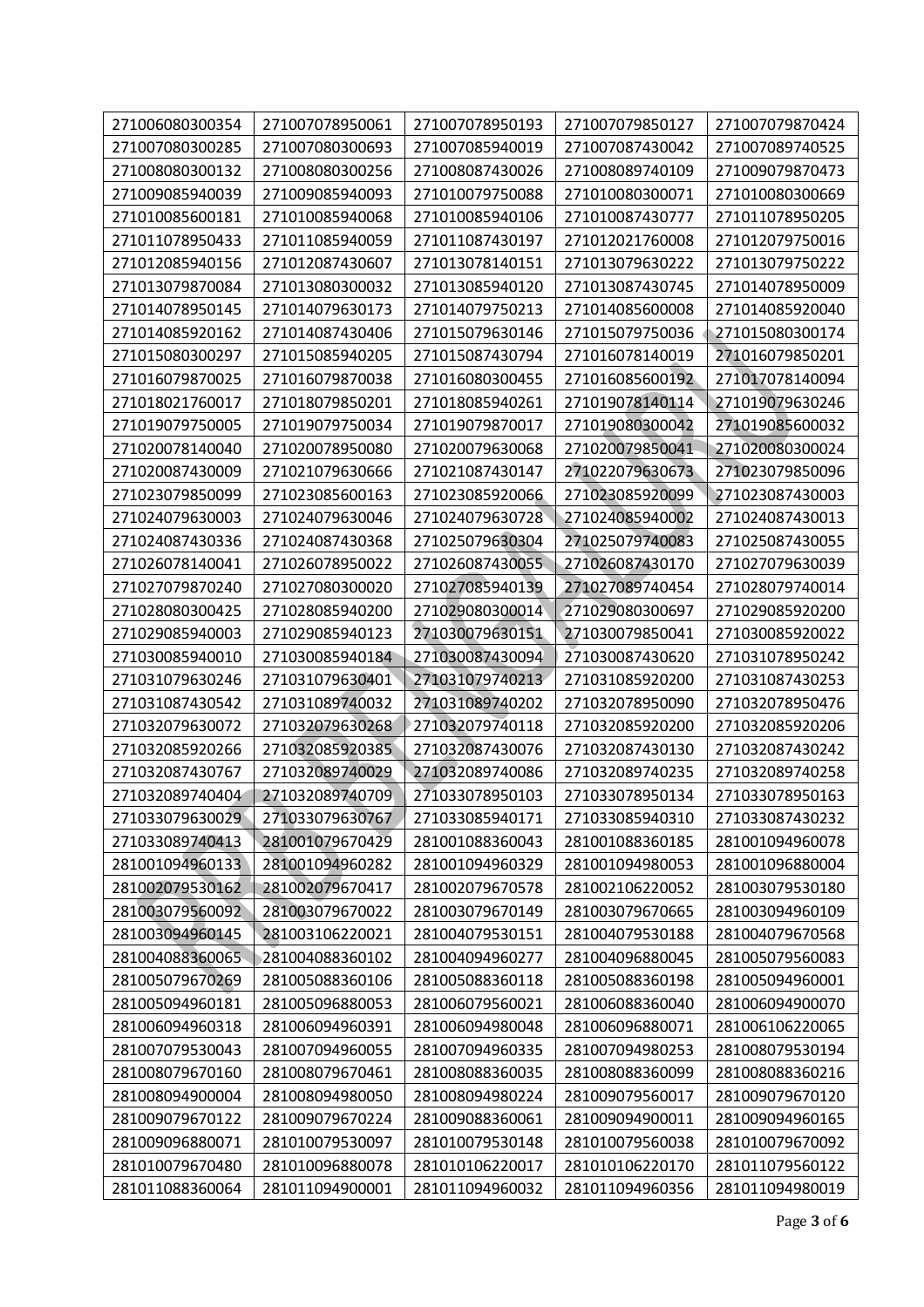| 271006080300354 | 271007078950061 | 271007078950193 | 271007079850127 | 271007079870424 |
|---|---|---|---|---|
| 271007080300285 | 271007080300693 | 271007085940019 | 271007087430042 | 271007089740525 |
| 271008080300132 | 271008080300256 | 271008087430026 | 271008089740109 | 271009079870473 |
| 271009085940039 | 271009085940093 | 271010079750088 | 271010080300071 | 271010080300669 |
| 271010085600181 | 271010085940068 | 271010085940106 | 271010087430777 | 271011078950205 |
| 271011078950433 | 271011085940059 | 271011087430197 | 271012021760008 | 271012079750016 |
| 271012085940156 | 271012087430607 | 271013078140151 | 271013079630222 | 271013079750222 |
| 271013079870084 | 271013080300032 | 271013085940120 | 271013087430745 | 271014078950009 |
| 271014078950145 | 271014079630173 | 271014079750213 | 271014085600008 | 271014085920040 |
| 271014085920162 | 271014087430406 | 271015079630146 | 271015079750036 | 271015080300174 |
| 271015080300297 | 271015085940205 | 271015087430794 | 271016078140019 | 271016079850201 |
| 271016079870025 | 271016079870038 | 271016080300455 | 271016085600192 | 271017078140094 |
| 271018021760017 | 271018079850201 | 271018085940261 | 271019078140114 | 271019079630246 |
| 271019079750005 | 271019079750034 | 271019079870017 | 271019080300042 | 271019085600032 |
| 271020078140040 | 271020078950080 | 271020079630068 | 271020079850041 | 271020080300024 |
| 271020087430009 | 271021079630666 | 271021087430147 | 271022079630673 | 271023079850096 |
| 271023079850099 | 271023085600163 | 271023085920066 | 271023085920099 | 271023087430003 |
| 271024079630003 | 271024079630046 | 271024079630728 | 271024085940002 | 271024087430013 |
| 271024087430336 | 271024087430368 | 271025079630304 | 271025079740083 | 271025087430055 |
| 271026078140041 | 271026078950022 | 271026087430055 | 271026087430170 | 271027079630039 |
| 271027079870240 | 271027080300020 | 271027085940139 | 271027089740454 | 271028079740014 |
| 271028080300425 | 271028085940200 | 271029080300014 | 271029080300697 | 271029085920200 |
| 271029085940003 | 271029085940123 | 271030079630151 | 271030079850041 | 271030085920022 |
| 271030085940010 | 271030085940184 | 271030087430094 | 271030087430620 | 271031078950242 |
| 271031079630246 | 271031079630401 | 271031079740213 | 271031085920200 | 271031087430253 |
| 271031087430542 | 271031089740032 | 271031089740202 | 271032078950090 | 271032078950476 |
| 271032079630072 | 271032079630268 | 271032079740118 | 271032085920200 | 271032085920206 |
| 271032085920266 | 271032085920385 | 271032087430076 | 271032087430130 | 271032087430242 |
| 271032087430767 | 271032089740029 | 271032089740086 | 271032089740235 | 271032089740258 |
| 271032089740404 | 271032089740709 | 271033078950103 | 271033078950134 | 271033078950163 |
| 271033079630029 | 271033079630767 | 271033085940171 | 271033085940310 | 271033087430232 |
| 271033089740413 | 281001079670429 | 281001088360043 | 281001088360185 | 281001094960078 |
| 281001094960133 | 281001094960282 | 281001094960329 | 281001094980053 | 281001096880004 |
| 281002079530162 | 281002079670417 | 281002079670578 | 281002106220052 | 281003079530180 |
| 281003079560092 | 281003079670022 | 281003079670149 | 281003079670665 | 281003094960109 |
| 281003094960145 | 281003106220021 | 281004079530151 | 281004079530188 | 281004079670568 |
| 281004088360065 | 281004088360102 | 281004094960277 | 281004096880045 | 281005079560083 |
| 281005079670269 | 281005088360106 | 281005088360118 | 281005088360198 | 281005094960001 |
| 281005094960181 | 281005096880053 | 281006079560021 | 281006088360040 | 281006094900070 |
| 281006094960318 | 281006094960391 | 281006094980048 | 281006096880071 | 281006106220065 |
| 281007079530043 | 281007094960055 | 281007094960335 | 281007094980253 | 281008079530194 |
| 281008079670160 | 281008079670461 | 281008088360035 | 281008088360099 | 281008088360216 |
| 281008094900004 | 281008094980050 | 281008094980224 | 281009079560017 | 281009079670120 |
| 281009079670122 | 281009079670224 | 281009088360061 | 281009094900011 | 281009094960165 |
| 281009096880071 | 281010079530097 | 281010079530148 | 281010079560038 | 281010079670092 |
| 281010079670480 | 281010096880078 | 281010106220017 | 281010106220170 | 281011079560122 |
| 281011088360064 | 281011094900001 | 281011094960032 | 281011094960356 | 281011094980019 |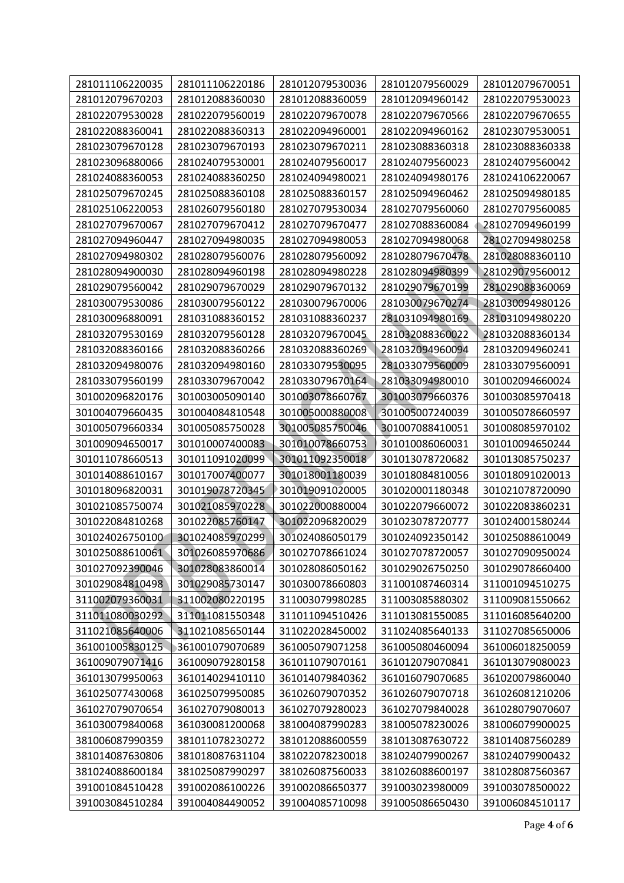| 281011106220035 | 281011106220186 | 281012079530036 | 281012079560029 | 281012079670051 |
|---|---|---|---|---|
| 281012079670203 | 281012088360030 | 281012088360059 | 281012094960142 | 281022079530023 |
| 281022079530028 | 281022079560019 | 281022079670078 | 281022079670566 | 281022079670655 |
| 281022088360041 | 281022088360313 | 281022094960001 | 281022094960162 | 281023079530051 |
| 281023079670128 | 281023079670193 | 281023079670211 | 281023088360318 | 281023088360338 |
| 281023096880066 | 281024079530001 | 281024079560017 | 281024079560023 | 281024079560042 |
| 281024088360053 | 281024088360250 | 281024094980021 | 281024094980176 | 281024106220067 |
| 281025079670245 | 281025088360108 | 281025088360157 | 281025094960462 | 281025094980185 |
| 281025106220053 | 281026079560180 | 281027079530034 | 281027079560060 | 281027079560085 |
| 281027079670067 | 281027079670412 | 281027079670477 | 281027088360084 | 281027094960199 |
| 281027094960447 | 281027094980035 | 281027094980053 | 281027094980068 | 281027094980258 |
| 281027094980302 | 281028079560076 | 281028079560092 | 281028079670478 | 281028088360110 |
| 281028094900030 | 281028094960198 | 281028094980228 | 281028094980399 | 281029079560012 |
| 281029079560042 | 281029079670029 | 281029079670132 | 281029079670199 | 281029088360069 |
| 281030079530086 | 281030079560122 | 281030079670006 | 281030079670274 | 281030094980126 |
| 281030096880091 | 281031088360152 | 281031088360237 | 281031094980169 | 281031094980220 |
| 281032079530169 | 281032079560128 | 281032079670045 | 281032088360022 | 281032088360134 |
| 281032088360166 | 281032088360266 | 281032088360269 | 281032094960094 | 281032094960241 |
| 281032094980076 | 281032094980160 | 281033079530095 | 281033079560009 | 281033079560091 |
| 281033079560199 | 281033079670042 | 281033079670164 | 281033094980010 | 301002094660024 |
| 301002096820176 | 301003005090140 | 301003078660767 | 301003079660376 | 301003085970418 |
| 301004079660435 | 301004084810548 | 301005000880008 | 301005007240039 | 301005078660597 |
| 301005079660334 | 301005085750028 | 301005085750046 | 301007088410051 | 301008085970102 |
| 301009094650017 | 301010007400083 | 301010078660753 | 301010086060031 | 301010094650244 |
| 301011078660513 | 301011091020099 | 301011092350018 | 301013078720682 | 301013085750237 |
| 301014088610167 | 301017007400077 | 301018001180039 | 301018084810056 | 301018091020013 |
| 301018096820031 | 301019078720345 | 301019091020005 | 301020001180348 | 301021078720090 |
| 301021085750074 | 301021085970228 | 301022000880004 | 301022079660072 | 301022083860231 |
| 301022084810268 | 301022085760147 | 301022096820029 | 301023078720777 | 301024001580244 |
| 301024026750100 | 301024085970299 | 301024086050179 | 301024092350142 | 301025088610049 |
| 301025088610061 | 301026085970686 | 301027078661024 | 301027078720057 | 301027090950024 |
| 301027092390046 | 301028083860014 | 301028086050162 | 301029026750250 | 301029078660400 |
| 301029084810498 | 301029085730147 | 301030078660803 | 311001087460314 | 311001094510275 |
| 311002079360031 | 311002080220195 | 311003079980285 | 311003085880302 | 311009081550662 |
| 311011080030292 | 311011081550348 | 311011094510426 | 311013081550085 | 311016085640200 |
| 311021085640006 | 311021085650144 | 311022028450002 | 311024085640133 | 311027085650006 |
| 361001005830125 | 361001079070689 | 361005079071258 | 361005080460094 | 361006018250059 |
| 361009079071416 | 361009079280158 | 361011079070161 | 361012079070841 | 361013079080023 |
| 361013079950063 | 361014029410110 | 361014079840362 | 361016079070685 | 361020079860040 |
| 361025077430068 | 361025079950085 | 361026079070352 | 361026079070718 | 361026081210206 |
| 361027079070654 | 361027079080013 | 361027079280023 | 361027079840028 | 361028079070607 |
| 361030079840068 | 361030081200068 | 381004087990283 | 381005078230026 | 381006079900025 |
| 381006087990359 | 381011078230272 | 381012088600559 | 381013087630722 | 381014087560289 |
| 381014087630806 | 381018087631104 | 381022078230018 | 381024079900267 | 381024079900432 |
| 381024088600184 | 381025087990297 | 381026087560033 | 381026088600197 | 381028087560367 |
| 391001084510428 | 391002086100226 | 391002086650377 | 391003023980009 | 391003078500022 |
| 391003084510284 | 391004084490052 | 391004085710098 | 391005086650430 | 391006084510117 |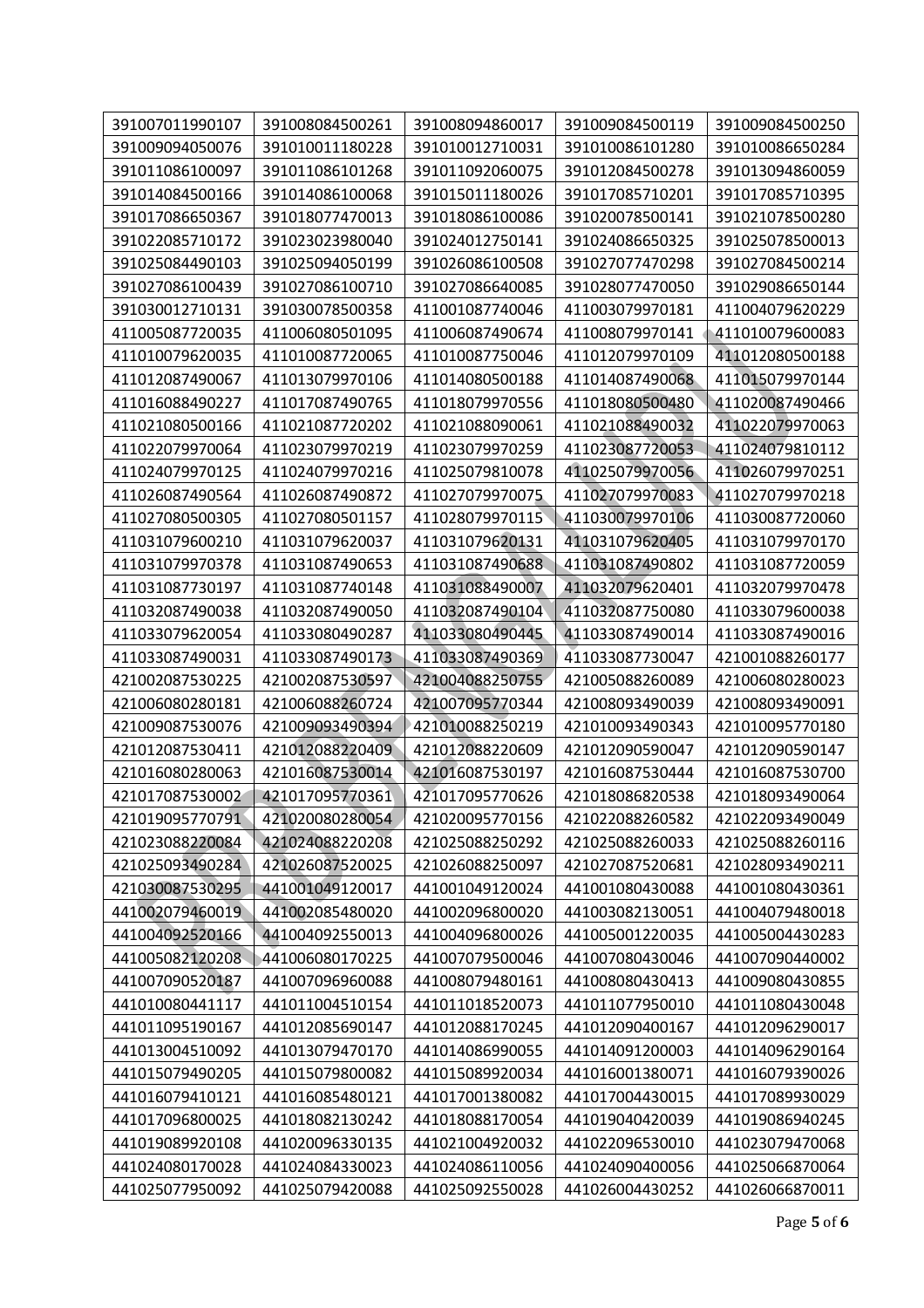| 391007011990107 | 391008084500261 | 391008094860017 | 391009084500119 | 391009084500250 |
|---|---|---|---|---|
| 391009094050076 | 391010011180228 | 391010012710031 | 391010086101280 | 391010086650284 |
| 391011086100097 | 391011086101268 | 391011092060075 | 391012084500278 | 391013094860059 |
| 391014084500166 | 391014086100068 | 391015011180026 | 391017085710201 | 391017085710395 |
| 391017086650367 | 391018077470013 | 391018086100086 | 391020078500141 | 391021078500280 |
| 391022085710172 | 391023023980040 | 391024012750141 | 391024086650325 | 391025078500013 |
| 391025084490103 | 391025094050199 | 391026086100508 | 391027077470298 | 391027084500214 |
| 391027086100439 | 391027086100710 | 391027086640085 | 391028077470050 | 391029086650144 |
| 391030012710131 | 391030078500358 | 411001087740046 | 411003079970181 | 411004079620229 |
| 411005087720035 | 411006080501095 | 411006087490674 | 411008079970141 | 411010079600083 |
| 411010079620035 | 411010087720065 | 411010087750046 | 411012079970109 | 411012080500188 |
| 411012087490067 | 411013079970106 | 411014080500188 | 411014087490068 | 411015079970144 |
| 411016088490227 | 411017087490765 | 411018079970556 | 411018080500480 | 411020087490466 |
| 411021080500166 | 411021087720202 | 411021088090061 | 411021088490032 | 411022079970063 |
| 411022079970064 | 411023079970219 | 411023079970259 | 411023087720053 | 411024079810112 |
| 411024079970125 | 411024079970216 | 411025079810078 | 411025079970056 | 411026079970251 |
| 411026087490564 | 411026087490872 | 411027079970075 | 411027079970083 | 411027079970218 |
| 411027080500305 | 411027080501157 | 411028079970115 | 411030079970106 | 411030087720060 |
| 411031079600210 | 411031079620037 | 411031079620131 | 411031079620405 | 411031079970170 |
| 411031079970378 | 411031087490653 | 411031087490688 | 411031087490802 | 411031087720059 |
| 411031087730197 | 411031087740148 | 411031088490007 | 411032079620401 | 411032079970478 |
| 411032087490038 | 411032087490050 | 411032087490104 | 411032087750080 | 411033079600038 |
| 411033079620054 | 411033080490287 | 411033080490445 | 411033087490014 | 411033087490016 |
| 411033087490031 | 411033087490173 | 411033087490369 | 411033087730047 | 421001088260177 |
| 421002087530225 | 421002087530597 | 421004088250755 | 421005088260089 | 421006080280023 |
| 421006080280181 | 421006088260724 | 421007095770344 | 421008093490039 | 421008093490091 |
| 421009087530076 | 421009093490394 | 421010088250219 | 421010093490343 | 421010095770180 |
| 421012087530411 | 421012088220409 | 421012088220609 | 421012090590047 | 421012090590147 |
| 421016080280063 | 421016087530014 | 421016087530197 | 421016087530444 | 421016087530700 |
| 421017087530002 | 421017095770361 | 421017095770626 | 421018086820538 | 421018093490064 |
| 421019095770791 | 421020080280054 | 421020095770156 | 421022088260582 | 421022093490049 |
| 421023088220084 | 421024088220208 | 421025088250292 | 421025088260033 | 421025088260116 |
| 421025093490284 | 421026087520025 | 421026088250097 | 421027087520681 | 421028093490211 |
| 421030087530295 | 441001049120017 | 441001049120024 | 441001080430088 | 441001080430361 |
| 441002079460019 | 441002085480020 | 441002096800020 | 441003082130051 | 441004079480018 |
| 441004092520166 | 441004092550013 | 441004096800026 | 441005001220035 | 441005004430283 |
| 441005082120208 | 441006080170225 | 441007079500046 | 441007080430046 | 441007090400002 |
| 441007090520187 | 441007096960088 | 441008079480161 | 441008080430413 | 441009080430855 |
| 441010080441117 | 441011004510154 | 441011018520073 | 441011077950010 | 441011080430048 |
| 441011095190167 | 441012085690147 | 441012088170245 | 441012090400167 | 441012096290017 |
| 441013004510092 | 441013079470170 | 441014086990055 | 441014091200003 | 441014096290164 |
| 441015079490205 | 441015079800082 | 441015089920034 | 441016001380071 | 441016079390026 |
| 441016079410121 | 441016085480121 | 441017001380082 | 441017004430015 | 441017089930029 |
| 441017096800025 | 441018082130242 | 441018088170054 | 441019040420039 | 441019086940245 |
| 441019089920108 | 441020096330135 | 441021004920032 | 441022096530010 | 441023079470068 |
| 441024080170028 | 441024084330023 | 441024086110056 | 441024090400056 | 441025066870064 |
| 441025077950092 | 441025079420088 | 441025092550028 | 441026004430252 | 441026066870011 |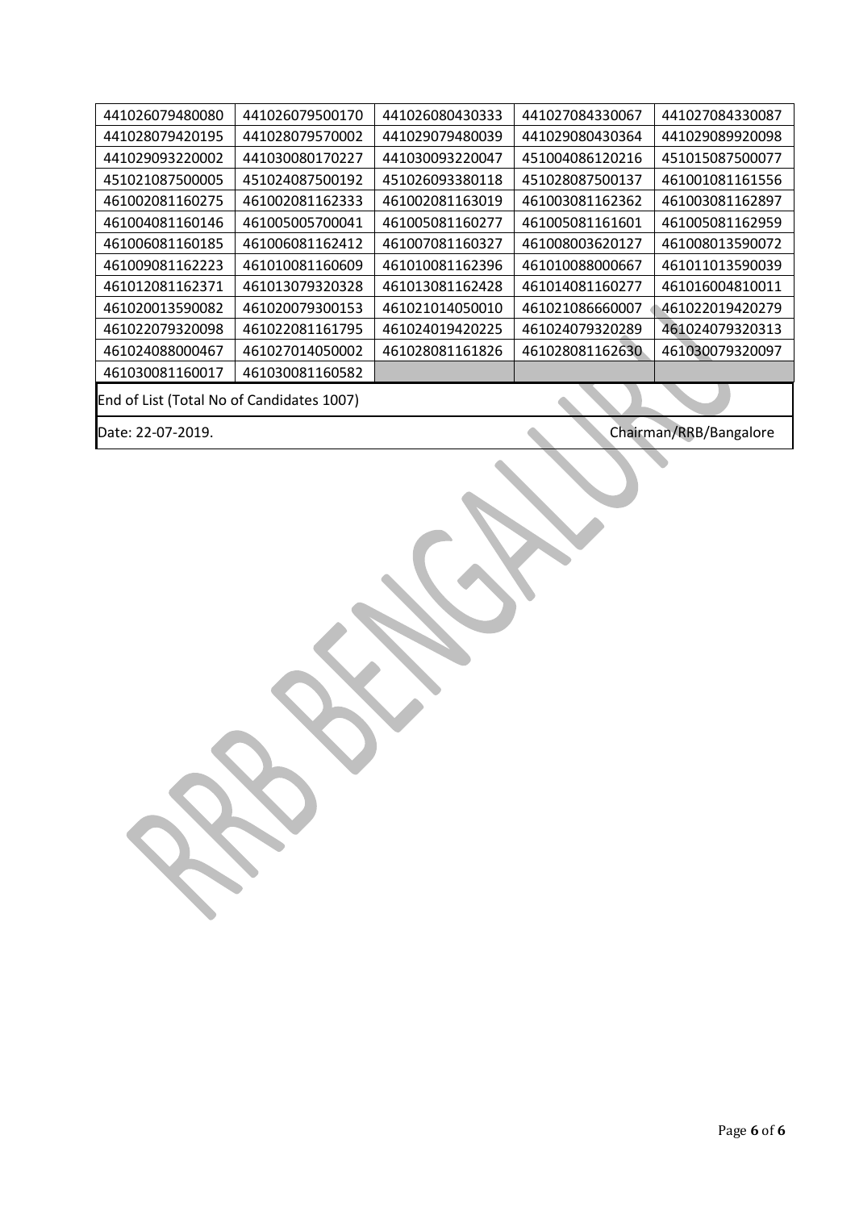| | | | | |
|---|---|---|---|---|
| 441026079480080 | 441026079500170 | 441026080430333 | 441027084330067 | 441027084330087 |
| 441028079420195 | 441028079570002 | 441029079480039 | 441029080430364 | 441029089920098 |
| 441029093220002 | 441030080170227 | 441030093220047 | 451004086120216 | 451015087500077 |
| 451021087500005 | 451024087500192 | 451026093380118 | 451028087500137 | 461001081161556 |
| 461002081160275 | 461002081162333 | 461002081163019 | 461003081162362 | 461003081162897 |
| 461004081160146 | 461005005700041 | 461005081160277 | 461005081161601 | 461005081162959 |
| 461006081160185 | 461006081162412 | 461007081160327 | 461008003620127 | 461008013590072 |
| 461009081162223 | 461010081160609 | 461010081162396 | 461010088000667 | 461011013590039 |
| 461012081162371 | 461013079320328 | 461013081162428 | 461014081160277 | 461016004810011 |
| 461020013590082 | 461020079300153 | 461021014050010 | 461021086660007 | 461022019420279 |
| 461022079320098 | 461022081161795 | 461024019420225 | 461024079320289 | 461024079320313 |
| 461024088000467 | 461027014050002 | 461028081161826 | 461028081162630 | 461030079320097 |
| 461030081160017 | 461030081160582 | | | |

End of List (Total No of Candidates 1007)

Date: 22-07-2019. Chairman/RRB/Bangalore